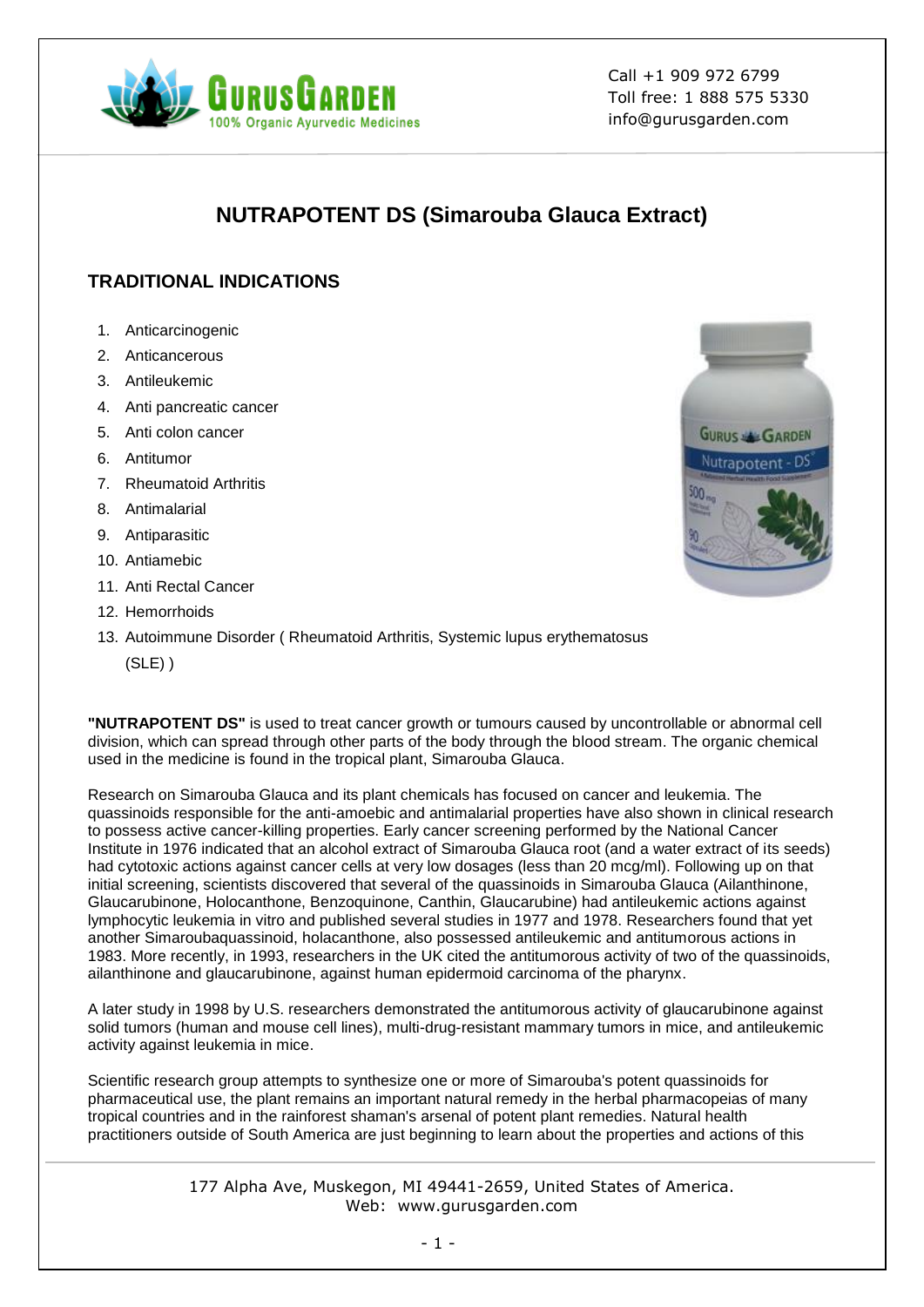Call +1 909 972 6799
Toll free: 1 888 575 5330
info@gurusgarden.com

# NUTRAPOTENT DS (Simarouba Glauca Extract)

## TRADITIONAL INDICATIONS

1. Anticarcinogenic
2. Anticancerous
3. Antileukemic
4. Anti pancreatic cancer
5. Anti colon cancer
6. Antitumor
7. Rheumatoid Arthritis
8. Antimalarial
9. Antiparasitic
10. Antiamebic
11. Anti Rectal Cancer
12. Hemorrhoids
13. Autoimmune Disorder ( Rheumatoid Arthritis, Systemic lupus erythematosus (SLE) )

**"NUTRAPOTENT DS"** is used to treat cancer growth or tumours caused by uncontrollable or abnormal cell division, which can spread through other parts of the body through the blood stream. The organic chemical used in the medicine is found in the tropical plant, Simarouba Glauca.

Research on Simarouba Glauca and its plant chemicals has focused on cancer and leukemia. The quassinoids responsible for the anti-amoebic and antimalarial properties have also shown in clinical research to possess active cancer-killing properties. Early cancer screening performed by the National Cancer Institute in 1976 indicated that an alcohol extract of Simarouba Glauca root (and a water extract of its seeds) had cytotoxic actions against cancer cells at very low dosages (less than 20 mcg/ml). Following up on that initial screening, scientists discovered that several of the quassinoids in Simarouba Glauca (Ailanthinone, Glaucarubinone, Holocanthone, Benzoquinone, Canthin, Glaucarubine) had antileukemic actions against lymphocytic leukemia in vitro and published several studies in 1977 and 1978. Researchers found that yet another Simaroubaquassinoid, holacanthone, also possessed antileukemic and antitumorous actions in 1983. More recently, in 1993, researchers in the UK cited the antitumorous activity of two of the quassinoids, ailanthinone and glaucarubinone, against human epidermoid carcinoma of the pharynx.

A later study in 1998 by U.S. researchers demonstrated the antitumorous activity of glaucarubinone against solid tumors (human and mouse cell lines), multi-drug-resistant mammary tumors in mice, and antileukemic activity against leukemia in mice.

Scientific research group attempts to synthesize one or more of Simarouba's potent quassinoids for pharmaceutical use, the plant remains an important natural remedy in the herbal pharmacopeias of many tropical countries and in the rainforest shaman's arsenal of potent plant remedies. Natural health practitioners outside of South America are just beginning to learn about the properties and actions of this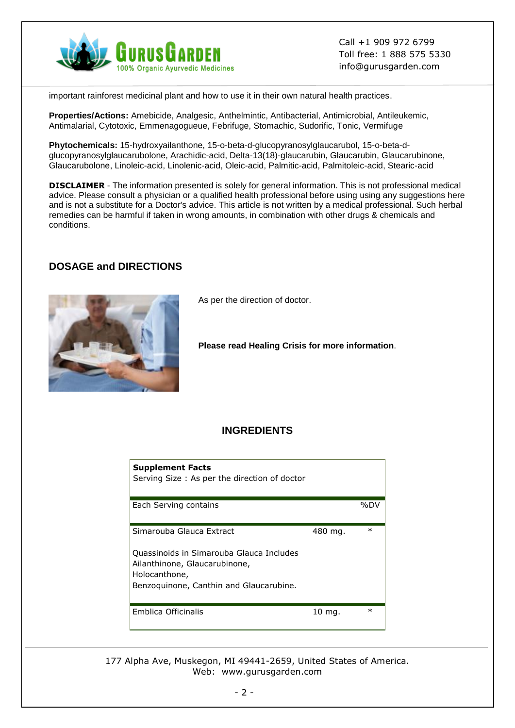important rainforest medicinal plant and how to use it in their own natural health practices.

**Properties/Actions:** Amebicide, Analgesic, Anthelmintic, Antibacterial, Antimicrobial, Antileukemic, Antimalarial, Cytotoxic, Emmenagogueue, Febrifuge, Stomachic, Sudorific, Tonic, Vermifuge

**Phytochemicals:** 15-hydroxyailanthone, 15-o-beta-d-glucopyranosylglaucarubol, 15-o-beta-d-glucopyranosylglaucarubolone, Arachidic-acid, Delta-13(18)-glaucarubin, Glaucarubin, Glaucarubinone, Glaucarubolone, Linoleic-acid, Linolenic-acid, Oleic-acid, Palmitic-acid, Palmitoleic-acid, Stearic-acid

**DISCLAIMER** - The information presented is solely for general information. This is not professional medical advice. Please consult a physician or a qualified health professional before using using any suggestions here and is not a substitute for a Doctor's advice. This article is not written by a medical professional. Such herbal remedies can be harmful if taken in wrong amounts, in combination with other drugs & chemicals and conditions.

## DOSAGE and DIRECTIONS

As per the direction of doctor.

**Please read Healing Crisis for more information**.

## INGREDIENTS

**Supplement Facts**
Serving Size : As per the direction of doctor

| Each Serving contains | | %DV |
|---|---|---|
| Simarouba Glauca Extract | 480 mg. | * |
| Quassinoids in Simarouba Glauca Includes Ailanthinone, Glaucarubinone, Holocanthone, Benzoquinone, Canthin and Glaucarubine. | | |
| Emblica Officinalis | 10 mg. | * |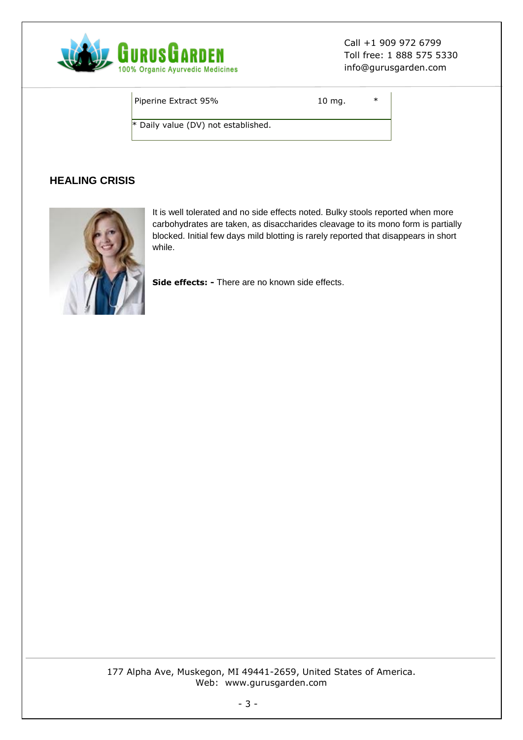| | | |
|---|---|---|
| Piperine Extract 95% | 10 mg. | * |
| * Daily value (DV) not established. | | |

## HEALING CRISIS

It is well tolerated and no side effects noted. Bulky stools reported when more carbohydrates are taken, as disaccharides cleavage to its mono form is partially blocked. Initial few days mild blotting is rarely reported that disappears in short while.

**Side effects: -** There are no known side effects.